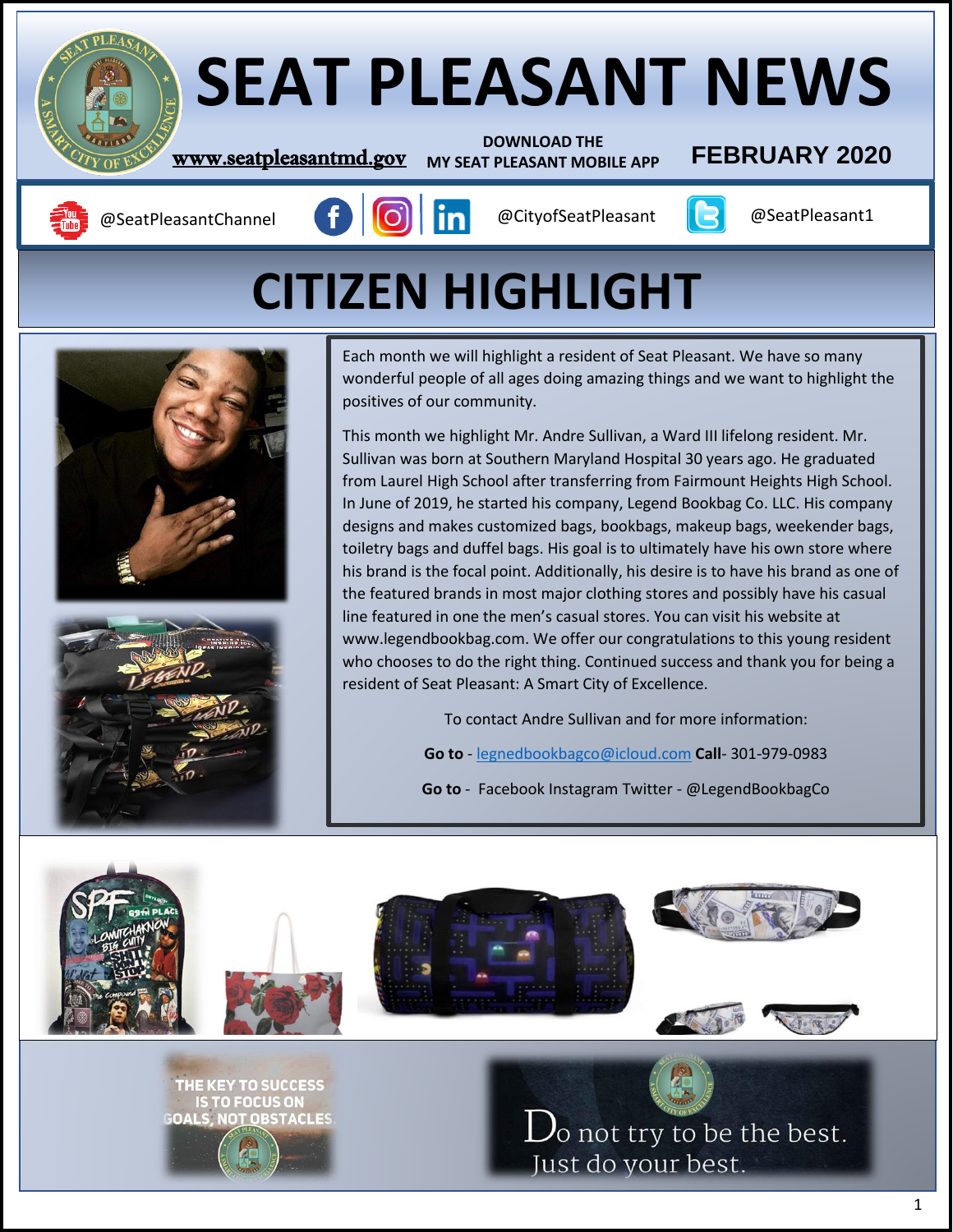# SEAT PLEASANT NEWS

www.seatpleasantmd.gov

DOWNLOAD THE MY SEAT PLEASANT MOBILE APP

**FEBRUARY 2020**

@SeatPleasantChannel | @CityofSeatPleasant | @SeatPleasant1

## CITIZEN HIGHLIGHT

Each month we will highlight a resident of Seat Pleasant. We have so many wonderful people of all ages doing amazing things and we want to highlight the positives of our community.

This month we highlight Mr. Andre Sullivan, a Ward III lifelong resident. Mr. Sullivan was born at Southern Maryland Hospital 30 years ago. He graduated from Laurel High School after transferring from Fairmount Heights High School. In June of 2019, he started his company, Legend Bookbag Co. LLC. His company designs and makes customized bags, bookbags, makeup bags, weekender bags, toiletry bags and duffel bags. His goal is to ultimately have his own store where his brand is the focal point. Additionally, his desire is to have his brand as one of the featured brands in most major clothing stores and possibly have his casual line featured in one the men's casual stores. You can visit his website at www.legendbookbag.com. We offer our congratulations to this young resident who chooses to do the right thing. Continued success and thank you for being a resident of Seat Pleasant: A Smart City of Excellence.

To contact Andre Sullivan and for more information:

**Go to** - legnedbookbagco@icloud.com **Call**- 301-979-0983

**Go to** - Facebook Instagram Twitter - @LegendBookbagCo

THE KEY TO SUCCESS IS TO FOCUS ON GOALS, NOT OBSTACLES.

Do not try to be the best. Just do your best.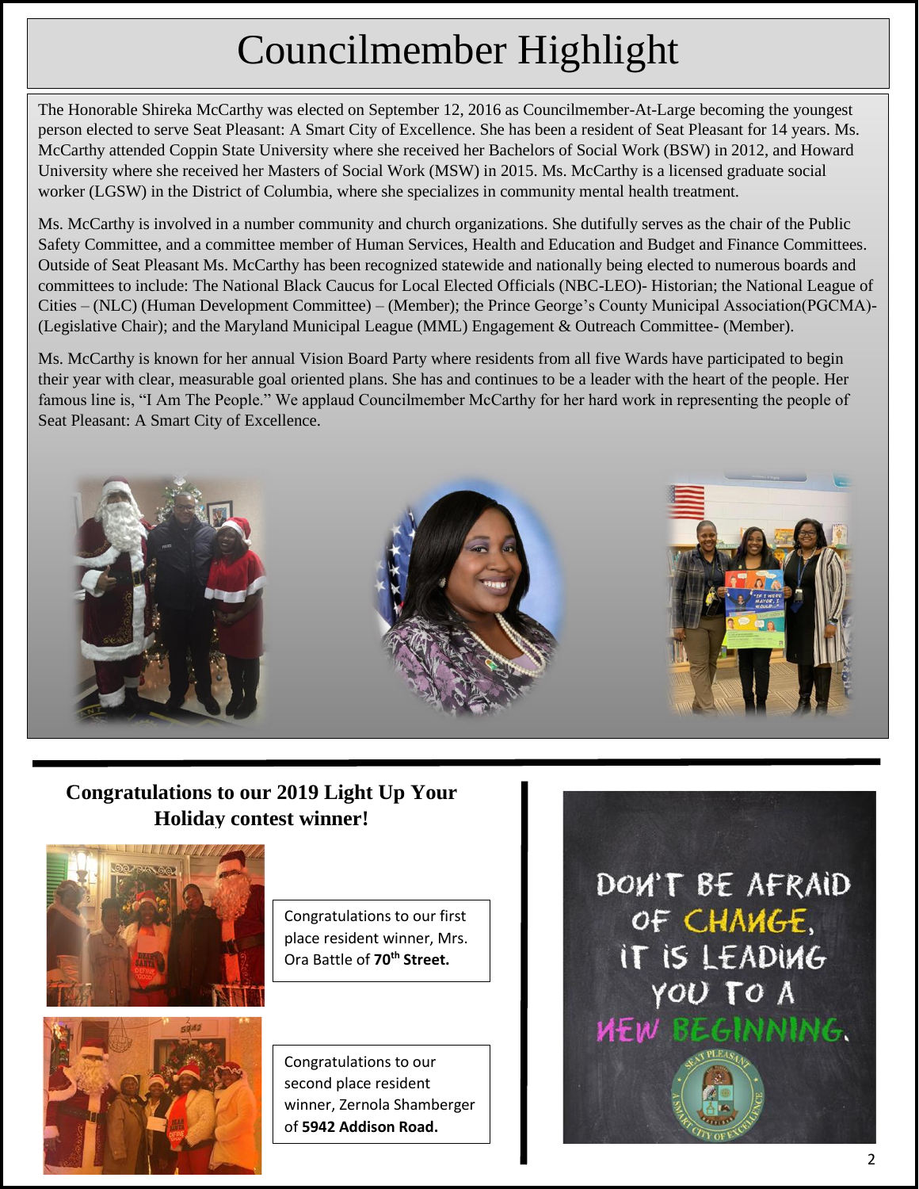# Councilmember Highlight

The Honorable Shireka McCarthy was elected on September 12, 2016 as Councilmember-At-Large becoming the youngest person elected to serve Seat Pleasant: A Smart City of Excellence. She has been a resident of Seat Pleasant for 14 years. Ms. McCarthy attended Coppin State University where she received her Bachelors of Social Work (BSW) in 2012, and Howard University where she received her Masters of Social Work (MSW) in 2015. Ms. McCarthy is a licensed graduate social worker (LGSW) in the District of Columbia, where she specializes in community mental health treatment.

Ms. McCarthy is involved in a number community and church organizations. She dutifully serves as the chair of the Public Safety Committee, and a committee member of Human Services, Health and Education and Budget and Finance Committees. Outside of Seat Pleasant Ms. McCarthy has been recognized statewide and nationally being elected to numerous boards and committees to include: The National Black Caucus for Local Elected Officials (NBC-LEO)- Historian; the National League of Cities – (NLC) (Human Development Committee) – (Member); the Prince George's County Municipal Association(PGCMA)-(Legislative Chair); and the Maryland Municipal League (MML) Engagement & Outreach Committee- (Member).

Ms. McCarthy is known for her annual Vision Board Party where residents from all five Wards have participated to begin their year with clear, measurable goal oriented plans. She has and continues to be a leader with the heart of the people. Her famous line is, "I Am The People." We applaud Councilmember McCarthy for her hard work in representing the people of Seat Pleasant: A Smart City of Excellence.

## Congratulations to our 2019 Light Up Your Holiday contest winner!

Congratulations to our first place resident winner, Mrs. Ora Battle of **70th Street.**

Congratulations to our second place resident winner, Zernola Shamberger of **5942 Addison Road.**

DON'T BE AFRAID OF CHANGE, IT IS LEADING YOU TO A NEW BEGINNING.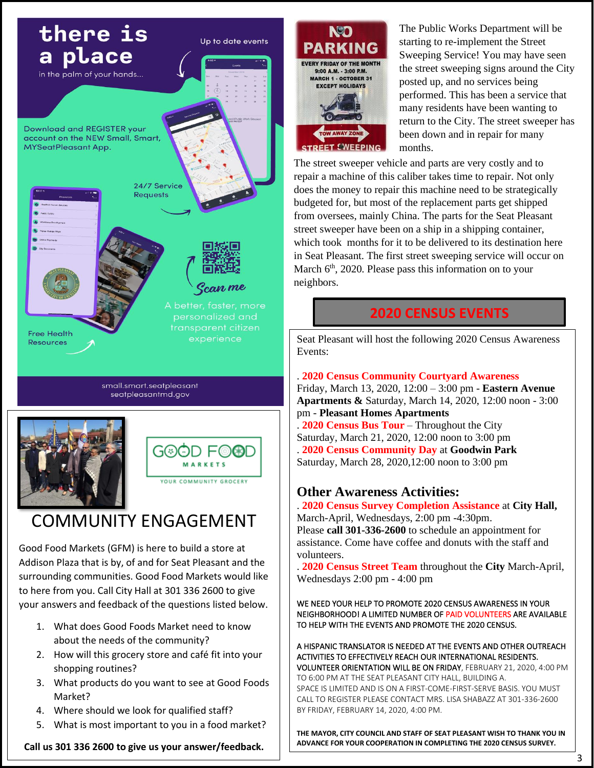# there is a place

in the palm of your hands...

Up to date events

Download and REGISTER your account on the NEW Small, Smart, MYSeatPleasant App.

24/7 Service Requests

Free Health Resources

Scan me

A better, faster, more personalized and transparent citizen experience

small.smart.seatpleasant
seatpleasantmd.gov

NO PARKING
EVERY FRIDAY OF THE MONTH
9:00 A.M. - 3:00 P.M.
MARCH 1 - OCTOBER 31
EXCEPT HOLIDAYS
TOW AWAY ZONE
STREET SWEEPING

The Public Works Department will be starting to re-implement the Street Sweeping Service! You may have seen the street sweeping signs around the City posted up, and no services being performed. This has been a service that many residents have been wanting to return to the City. The street sweeper has been down and in repair for many months. The street sweeper vehicle and parts are very costly and to repair a machine of this caliber takes time to repair. Not only does the money to repair this machine need to be strategically budgeted for, but most of the replacement parts get shipped from oversees, mainly China. The parts for the Seat Pleasant street sweeper have been on a ship in a shipping container, which took months for it to be delivered to its destination here in Seat Pleasant. The first street sweeping service will occur on March 6th, 2020. Please pass this information on to your neighbors.

GOOD FOOD MARKETS
YOUR COMMUNITY GROCERY

## COMMUNITY ENGAGEMENT

Good Food Markets (GFM) is here to build a store at Addison Plaza that is by, of and for Seat Pleasant and the surrounding communities. Good Food Markets would like to here from you. Call City Hall at 301 336 2600 to give your answers and feedback of the questions listed below.

1. What does Good Foods Market need to know about the needs of the community?
2. How will this grocery store and café fit into your shopping routines?
3. What products do you want to see at Good Foods Market?
4. Where should we look for qualified staff?
5. What is most important to you in a food market?

**Call us 301 336 2600 to give us your answer/feedback.**

## 2020 CENSUS EVENTS

Seat Pleasant will host the following 2020 Census Awareness Events:

. **2020 Census Community Courtyard Awareness**
Friday, March 13, 2020, 12:00 – 3:00 pm - **Eastern Avenue Apartments &** Saturday, March 14, 2020, 12:00 noon - 3:00 pm - **Pleasant Homes Apartments**
. **2020 Census Bus Tour** – Throughout the City
Saturday, March 21, 2020, 12:00 noon to 3:00 pm
. **2020 Census Community Day** at **Goodwin Park**
Saturday, March 28, 2020,12:00 noon to 3:00 pm

### Other Awareness Activities:

. **2020 Census Survey Completion Assistance** at **City Hall,** March-April, Wednesdays, 2:00 pm -4:30pm.
Please **call 301-336-2600** to schedule an appointment for assistance. Come have coffee and donuts with the staff and volunteers.
. **2020 Census Street Team** throughout the **City** March-April, Wednesdays 2:00 pm - 4:00 pm

WE NEED YOUR HELP TO PROMOTE 2020 CENSUS AWARENESS IN YOUR NEIGHBORHOOD! A LIMITED NUMBER OF PAID VOLUNTEERS ARE AVAILABLE TO HELP WITH THE EVENTS AND PROMOTE THE 2020 CENSUS.

A HISPANIC TRANSLATOR IS NEEDED AT THE EVENTS AND OTHER OUTREACH ACTIVITIES TO EFFECTIVELY REACH OUR INTERNATIONAL RESIDENTS. VOLUNTEER ORIENTATION WILL BE ON FRIDAY, FEBRUARY 21, 2020, 4:00 PM TO 6:00 PM AT THE SEAT PLEASANT CITY HALL, BUILDING A.
SPACE IS LIMITED AND IS ON A FIRST-COME-FIRST-SERVE BASIS. YOU MUST CALL TO REGISTER PLEASE CONTACT MRS. LISA SHABAZZ AT 301-336-2600 BY FRIDAY, FEBRUARY 14, 2020, 4:00 PM.

**THE MAYOR, CITY COUNCIL AND STAFF OF SEAT PLEASANT WISH TO THANK YOU IN ADVANCE FOR YOUR COOPERATION IN COMPLETING THE 2020 CENSUS SURVEY.**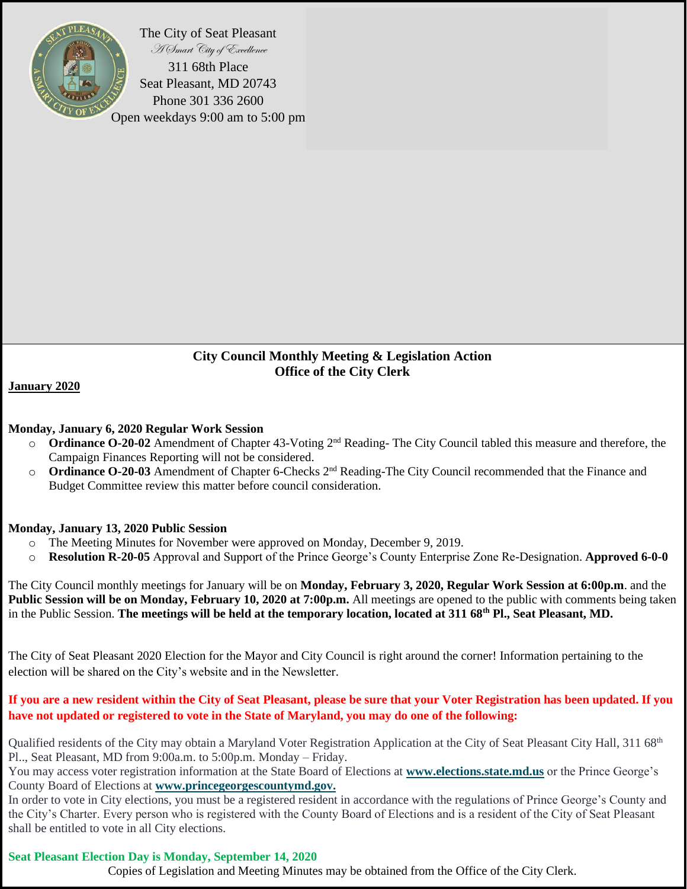The City of Seat Pleasant
*A Smart City of Excellence*
311 68th Place
Seat Pleasant, MD 20743
Phone 301 336 2600
Open weekdays 9:00 am to 5:00 pm

**City Council Monthly Meeting & Legislation Action**
**Office of the City Clerk**

**January 2020**

**Monday, January 6, 2020 Regular Work Session**

- **Ordinance O-20-02** Amendment of Chapter 43-Voting 2nd Reading- The City Council tabled this measure and therefore, the Campaign Finances Reporting will not be considered.
- **Ordinance O-20-03** Amendment of Chapter 6-Checks 2nd Reading-The City Council recommended that the Finance and Budget Committee review this matter before council consideration.

**Monday, January 13, 2020 Public Session**

- The Meeting Minutes for November were approved on Monday, December 9, 2019.
- **Resolution R-20-05** Approval and Support of the Prince George's County Enterprise Zone Re-Designation. **Approved 6-0-0**

The City Council monthly meetings for January will be on **Monday, February 3, 2020, Regular Work Session at 6:00p.m**. and the **Public Session will be on Monday, February 10, 2020 at 7:00p.m.** All meetings are opened to the public with comments being taken in the Public Session. **The meetings will be held at the temporary location, located at 311 68th Pl., Seat Pleasant, MD.**

The City of Seat Pleasant 2020 Election for the Mayor and City Council is right around the corner! Information pertaining to the election will be shared on the City's website and in the Newsletter.

**If you are a new resident within the City of Seat Pleasant, please be sure that your Voter Registration has been updated. If you have not updated or registered to vote in the State of Maryland, you may do one of the following:**

Qualified residents of the City may obtain a Maryland Voter Registration Application at the City of Seat Pleasant City Hall, 311 68th Pl.., Seat Pleasant, MD from 9:00a.m. to 5:00p.m. Monday – Friday.
You may access voter registration information at the State Board of Elections at **www.elections.state.md.us** or the Prince George's County Board of Elections at **www.princegeorgescountymd.gov.**
In order to vote in City elections, you must be a registered resident in accordance with the regulations of Prince George's County and the City's Charter. Every person who is registered with the County Board of Elections and is a resident of the City of Seat Pleasant shall be entitled to vote in all City elections.

**Seat Pleasant Election Day is Monday, September 14, 2020**

Copies of Legislation and Meeting Minutes may be obtained from the Office of the City Clerk.